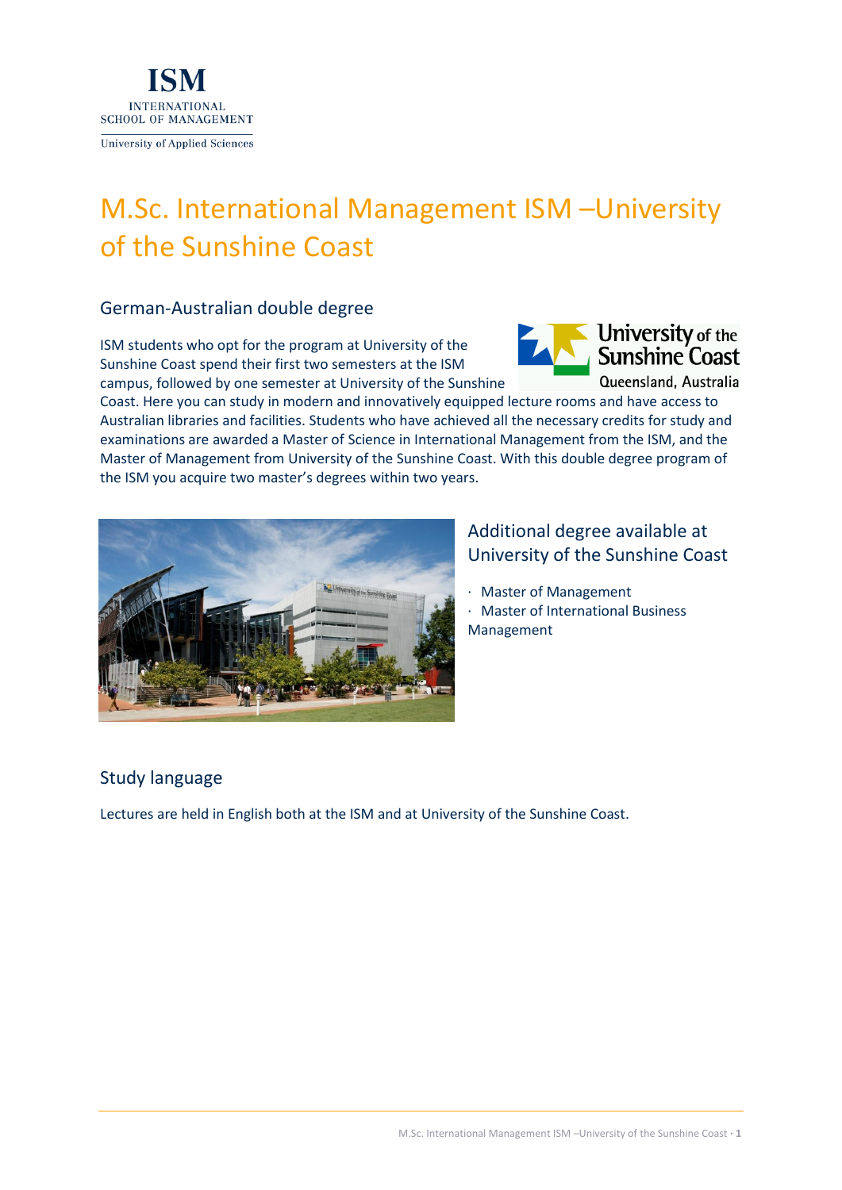ISM
INTERNATIONAL SCHOOL OF MANAGEMENT
University of Applied Sciences

# M.Sc. International Management ISM –University of the Sunshine Coast

## German-Australian double degree

ISM students who opt for the program at University of the Sunshine Coast spend their first two semesters at the ISM campus, followed by one semester at University of the Sunshine Coast. Here you can study in modern and innovatively equipped lecture rooms and have access to Australian libraries and facilities. Students who have achieved all the necessary credits for study and examinations are awarded a Master of Science in International Management from the ISM, and the Master of Management from University of the Sunshine Coast. With this double degree program of the ISM you acquire two master's degrees within two years.

## Additional degree available at University of the Sunshine Coast

- Master of Management
- Master of International Business Management

## Study language

Lectures are held in English both at the ISM and at University of the Sunshine Coast.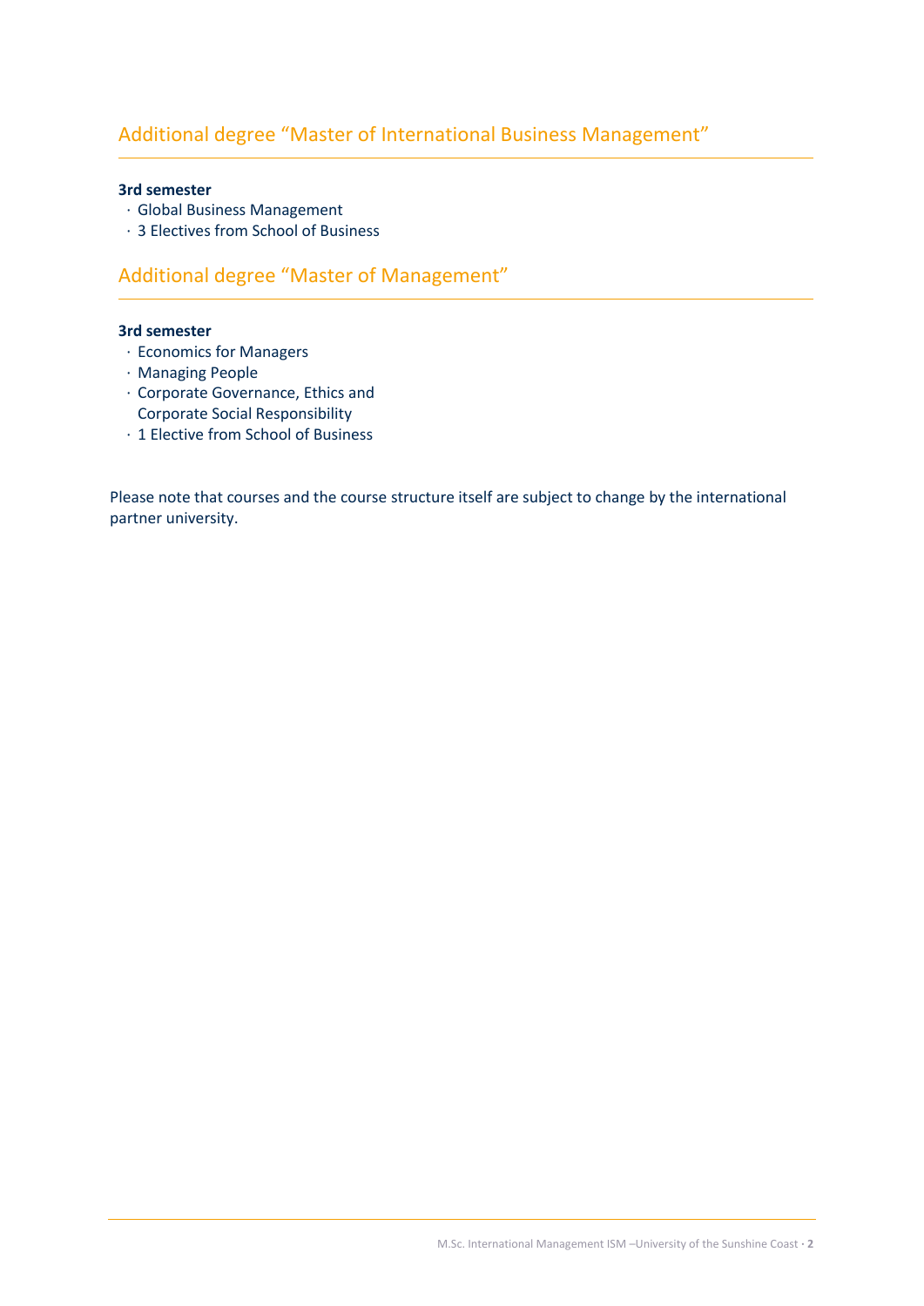## Additional degree “Master of International Business Management”

**3rd semester**

- Global Business Management
- 3 Electives from School of Business

## Additional degree “Master of Management”

**3rd semester**

- Economics for Managers
- Managing People
- Corporate Governance, Ethics and Corporate Social Responsibility
- 1 Elective from School of Business

Please note that courses and the course structure itself are subject to change by the international partner university.